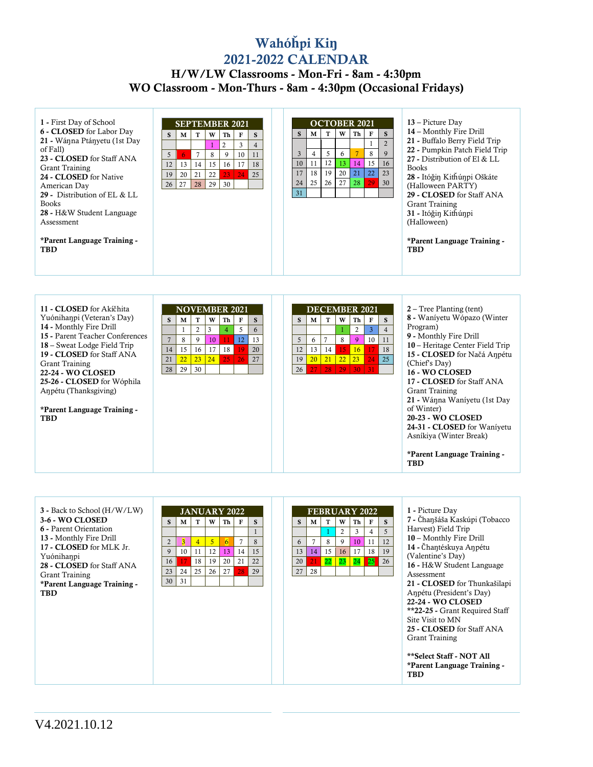# Wahóȟpi Kiŋ

# 2021-2022 CALENDAR

## H/W/LW Classrooms - Mon-Fri - 8am - 4:30pm

## WO Classroom - Mon-Thurs - 8am - 4:30pm (Occasional Fridays)

**1 -** First Day of School
**6 - CLOSED** for Labor Day
**21 -** Wáŋna Ptáŋyetu (1st Day of Fall)
**23 - CLOSED** for Staff ANA Grant Training
**24 - CLOSED** for Native American Day
**29 -** Distribution of EL & LL Books
**28 -** H&W Student Language Assessment

**\*Parent Language Training - TBD**

| SEPTEMBER 2021 | | | | | | |
|---|---|---|---|---|---|---|
| S | M | T | W | Th | F | S |
| | | | 1 | 2 | 3 | 4 |
| 5 | 6 | 7 | 8 | 9 | 10 | 11 |
| 12 | 13 | 14 | 15 | 16 | 17 | 18 |
| 19 | 20 | 21 | 22 | 23 | 24 | 25 |
| 26 | 27 | 28 | 29 | 30 | | |

| OCTOBER 2021 | | | | | | |
|---|---|---|---|---|---|---|
| S | M | T | W | Th | F | S |
| | | | | | 1 | 2 |
| 3 | 4 | 5 | 6 | 7 | 8 | 9 |
| 10 | 11 | 12 | 13 | 14 | 15 | 16 |
| 17 | 18 | 19 | 20 | 21 | 22 | 23 |
| 24 | 25 | 26 | 27 | 28 | 29 | 30 |
| 31 | | | | | | |

**13 –** Picture Day
**14 –** Monthly Fire Drill
**21 -** Buffalo Berry Field Trip
**22 -** Pumpkin Patch Field Trip
**27 -** Distribution of El & LL Books
**28 -** Itóǧiŋ Kitȟúŋpi Oškáte (Halloween PARTY)
**29 - CLOSED** for Staff ANA Grant Training
**31 -** Itóǧiŋ Kitȟúŋpi (Halloween)

**\*Parent Language Training - TBD**

**11 - CLOSED** for Akíčhita Yuónihaŋpi (Veteran's Day)
**14 -** Monthly Fire Drill
**15 -** Parent Teacher Conferences
**18 –** Sweat Lodge Field Trip
**19 - CLOSED** for Staff ANA Grant Training
**22-24 - WO CLOSED**
**25-26 - CLOSED** for Wóphila Aŋpétu (Thanksgiving)

**\*Parent Language Training - TBD**

| NOVEMBER 2021 | | | | | | |
|---|---|---|---|---|---|---|
| S | M | T | W | Th | F | S |
| | 1 | 2 | 3 | 4 | 5 | 6 |
| 7 | 8 | 9 | 10 | 11 | 12 | 13 |
| 14 | 15 | 16 | 17 | 18 | 19 | 20 |
| 21 | 22 | 23 | 24 | 25 | 26 | 27 |
| 28 | 29 | 30 | | | | |

| DECEMBER 2021 | | | | | | |
|---|---|---|---|---|---|---|
| S | M | T | W | Th | F | S |
| | | | 1 | 2 | 3 | 4 |
| 5 | 6 | 7 | 8 | 9 | 10 | 11 |
| 12 | 13 | 14 | 15 | 16 | 17 | 18 |
| 19 | 20 | 21 | 22 | 23 | 24 | 25 |
| 26 | 27 | 28 | 29 | 30 | 31 | |

**2 –** Tree Planting (tent)
**8 -** Waníyetu Wópazo (Winter Program)
**9 -** Monthly Fire Drill
**10 –** Heritage Center Field Trip
**15 - CLOSED** for Načá Aŋpétu (Chief's Day)
**16 - WO CLOSED**
**17 - CLOSED** for Staff ANA Grant Training
**21 -** Wáŋna Waníyetu (1st Day of Winter)
**20-23 - WO CLOSED**
**24-31 - CLOSED** for Waníyetu Asníkiya (Winter Break)

**\*Parent Language Training - TBD**

**3 -** Back to School (H/W/LW)
**3-6 - WO CLOSED**
**6 -** Parent Orientation
**13 -** Monthly Fire Drill
**17 - CLOSED** for MLK Jr. Yuónihaŋpi
**28 - CLOSED** for Staff ANA Grant Training
**\*Parent Language Training - TBD**

| JANUARY 2022 | | | | | | |
|---|---|---|---|---|---|---|
| S | M | T | W | Th | F | S |
| | | | | | | 1 |
| 2 | 3 | 4 | 5 | 6 | 7 | 8 |
| 9 | 10 | 11 | 12 | 13 | 14 | 15 |
| 16 | 17 | 18 | 19 | 20 | 21 | 22 |
| 23 | 24 | 25 | 26 | 27 | 28 | 29 |
| 30 | 31 | | | | | |

| FEBRUARY 2022 | | | | | | |
|---|---|---|---|---|---|---|
| S | M | T | W | Th | F | S |
| | | 1 | 2 | 3 | 4 | 5 |
| 6 | 7 | 8 | 9 | 10 | 11 | 12 |
| 13 | 14 | 15 | 16 | 17 | 18 | 19 |
| 20 | 21 | 22 | 23 | 24 | 25 | 26 |
| 27 | 28 | | | | | |

**1 -** Picture Day
**7 -** Čhaŋšáša Kaskúpi (Tobacco Harvest) Field Trip
**10 –** Monthly Fire Drill
**14 -** Čhaŋtéskuya Aŋpétu (Valentine's Day)
**16 -** H&W Student Language Assessment
**21 - CLOSED** for Thunkašilapi Aŋpétu (President's Day)
**22-24 - WO CLOSED**
**\*\*22-25 -** Grant Required Staff Site Visit to MN
**25 - CLOSED** for Staff ANA Grant Training

**\*\*Select Staff - NOT All**
**\*Parent Language Training - TBD**

V4.2021.10.12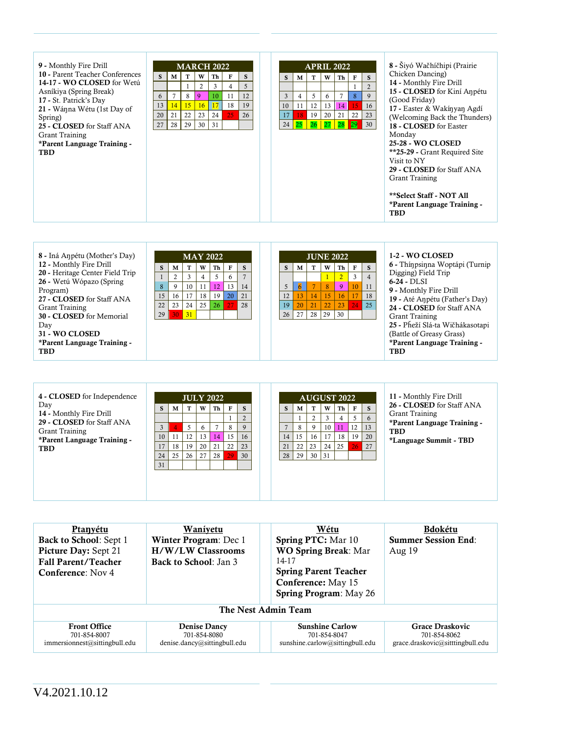**9 -** Monthly Fire Drill
**10 -** Parent Teacher Conferences
**14-17 - WO CLOSED** for Wetú Asníkiya (Spring Break)
**17 -** St. Patrick's Day
**21 -** Wáŋna Wétu (1st Day of Spring)
**25 - CLOSED** for Staff ANA Grant Training
***Parent Language Training - TBD**

| MARCH 2022 | | | | | | |
|---|---|---|---|---|---|---|
| S | M | T | W | Th | F | S |
| | | 1 | 2 | 3 | 4 | 5 |
| 6 | 7 | 8 | 9 | 10 | 11 | 12 |
| 13 | 14 | 15 | 16 | 17 | 18 | 19 |
| 20 | 21 | 22 | 23 | 24 | 25 | 26 |
| 27 | 28 | 29 | 30 | 31 | | |

| APRIL 2022 | | | | | | |
|---|---|---|---|---|---|---|
| S | M | T | W | Th | F | S |
| | | | | | 1 | 2 |
| 3 | 4 | 5 | 6 | 7 | 8 | 9 |
| 10 | 11 | 12 | 13 | 14 | 15 | 16 |
| 17 | 18 | 19 | 20 | 21 | 22 | 23 |
| 24 | 25 | 26 | 27 | 28 | 29 | 30 |

**8 -** Šiyó Wačhíčhipi (Prairie Chicken Dancing)
**14 -** Monthly Fire Drill
**15 - CLOSED** for Kiní Aŋpétu (Good Friday)
**17 -** Easter & Wakíŋyaŋ Agdí (Welcoming Back the Thunders)
**18 - CLOSED** for Easter Monday
**25-28 - WO CLOSED**
****25-29 -** Grant Required Site Visit to NY
**29 - CLOSED** for Staff ANA Grant Training

****Select Staff - NOT All**
***Parent Language Training - TBD**

**8 -** Iná Aŋpétu (Mother's Day)
**12 -** Monthly Fire Drill
**20 -** Heritage Center Field Trip
**26 -** Wetú Wópazo (Spring Program)
**27 - CLOSED** for Staff ANA Grant Training
**30 - CLOSED** for Memorial Day
**31 - WO CLOSED**
***Parent Language Training - TBD**

| MAY 2022 | | | | | | |
|---|---|---|---|---|---|---|
| S | M | T | W | Th | F | S |
| 1 | 2 | 3 | 4 | 5 | 6 | 7 |
| 8 | 9 | 10 | 11 | 12 | 13 | 14 |
| 15 | 16 | 17 | 18 | 19 | 20 | 21 |
| 22 | 23 | 24 | 25 | 26 | 27 | 28 |
| 29 | 30 | 31 | | | | |

| JUNE 2022 | | | | | | |
|---|---|---|---|---|---|---|
| S | M | T | W | Th | F | S |
| | | | 1 | 2 | 3 | 4 |
| 5 | 6 | 7 | 8 | 9 | 10 | 11 |
| 12 | 13 | 14 | 15 | 16 | 17 | 18 |
| 19 | 20 | 21 | 22 | 23 | 24 | 25 |
| 26 | 27 | 28 | 29 | 30 | | |

**1-2 - WO CLOSED**
**6 -** Thíŋpsiŋna Woptápi (Turnip Digging) Field Trip
**6-24 -** DLSI
**9 -** Monthly Fire Drill
**19 -** Até Aŋpétu (Father's Day)
**24 - CLOSED** for Staff ANA Grant Training
**25 -** Pȟeží Slá-ta Wičhákasotapi (Battle of Greasy Grass)
***Parent Language Training - TBD**

**4 - CLOSED** for Independence Day
**14 -** Monthly Fire Drill
**29 - CLOSED** for Staff ANA Grant Training
***Parent Language Training - TBD**

| JULY 2022 | | | | | | |
|---|---|---|---|---|---|---|
| S | M | T | W | Th | F | S |
| | | | | | 1 | 2 |
| 3 | 4 | 5 | 6 | 7 | 8 | 9 |
| 10 | 11 | 12 | 13 | 14 | 15 | 16 |
| 17 | 18 | 19 | 20 | 21 | 22 | 23 |
| 24 | 25 | 26 | 27 | 28 | 29 | 30 |
| 31 | | | | | | |

| AUGUST 2022 | | | | | | |
|---|---|---|---|---|---|---|
| S | M | T | W | Th | F | S |
| | 1 | 2 | 3 | 4 | 5 | 6 |
| 7 | 8 | 9 | 10 | 11 | 12 | 13 |
| 14 | 15 | 16 | 17 | 18 | 19 | 20 |
| 21 | 22 | 23 | 24 | 25 | 26 | 27 |
| 28 | 29 | 30 | 31 | | | |

**11 -** Monthly Fire Drill
**26 - CLOSED** for Staff ANA Grant Training
***Parent Language Training - TBD**
***Language Summit - TBD**

| Ptaŋyétu | Waníyetu | Wétu | Bdokétu |
|---|---|---|---|
| **Back to School**: Sept 1<br>**Picture Day:** Sept 21<br>**Fall Parent/Teacher Conference**: Nov 4 | **Winter Program**: Dec 1<br>**H/W/LW Classrooms Back to School**: Jan 3 | **Spring PTC:** Mar 10<br>**WO Spring Break**: Mar 14-17<br>**Spring Parent Teacher Conference:** May 15<br>**Spring Program**: May 26 | **Summer Session End**: Aug 19 |

**The Nest Admin Team**

| Front Office | Denise Dancy | Sunshine Carlow | Grace Draskovic |
|---|---|---|---|
| 701-854-8007<br>immersionnest@sittingbull.edu | 701-854-8080<br>denise.dancy@sittingbull.edu | 701-854-8047<br>sunshine.carlow@sittingbull.edu | 701-854-8062<br>grace.draskovic@sitttingbull.edu |

V4.2021.10.12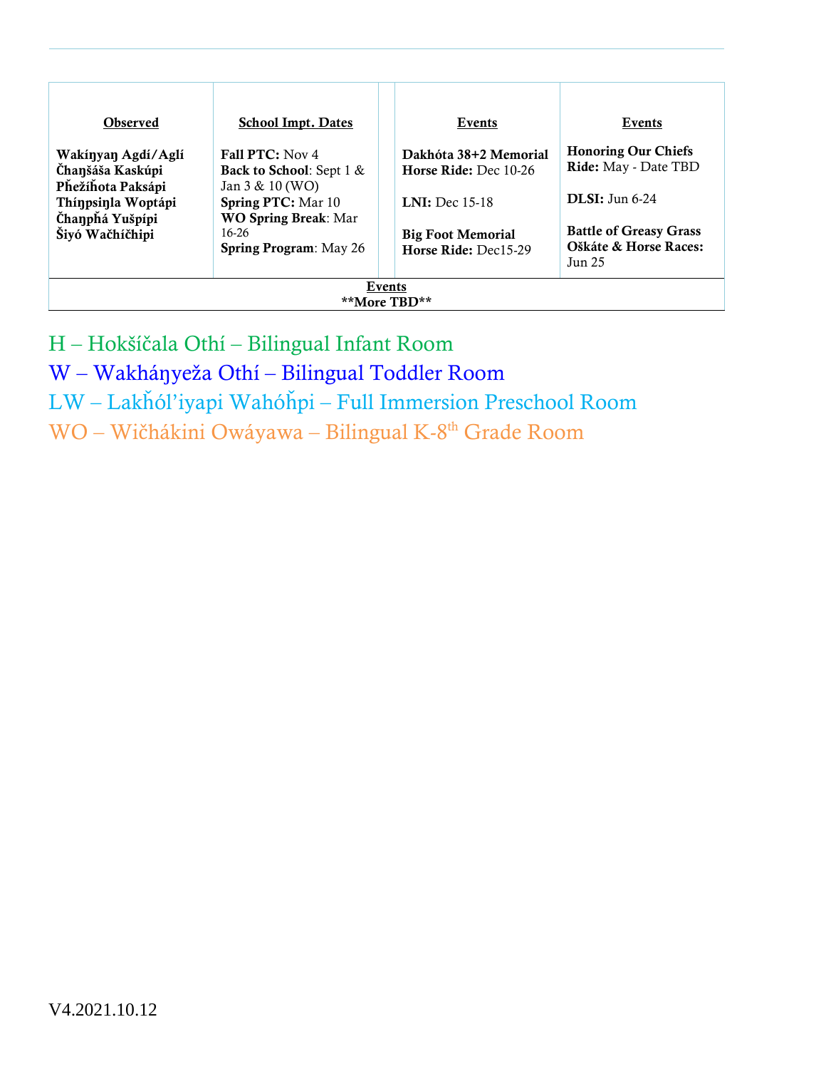| Observed | School Impt. Dates | | Events | Events |
|---|---|---|---|---|
| **Wakíŋyaŋ Agdí/Aglí**<br>**Čhaŋšáša Kaskúpi**<br>**Pȟežíȟota Paksápi**<br>**Thíŋpsiŋla Woptápi**<br>**Čhaŋpȟá Yušpípi**<br>**Šiyó Wačhíčhipi** | **Fall PTC:** Nov 4<br>**Back to School**: Sept 1 & Jan 3 & 10 (WO)<br>**Spring PTC:** Mar 10<br>**WO Spring Break**: Mar 16-26<br>**Spring Program**: May 26 | | **Dakhóta 38+2 Memorial Horse Ride:** Dec 10-26<br><br>**LNI:** Dec 15-18<br><br>**Big Foot Memorial Horse Ride:** Dec15-29 | **Honoring Our Chiefs Ride:** May - Date TBD<br><br>**DLSI:** Jun 6-24<br><br>**Battle of Greasy Grass Oškáte & Horse Races:** Jun 25 |
| **Events**<br>**\*\*More TBD\*\*** | | | | |

H – Hokšíčala Othí – Bilingual Infant Room

W – Wakháŋyeža Othí – Bilingual Toddler Room

LW – Lakȟól’iyapi Wahóȟpi – Full Immersion Preschool Room

WO – Wičhákini Owáyawa – Bilingual K-8th Grade Room

V4.2021.10.12